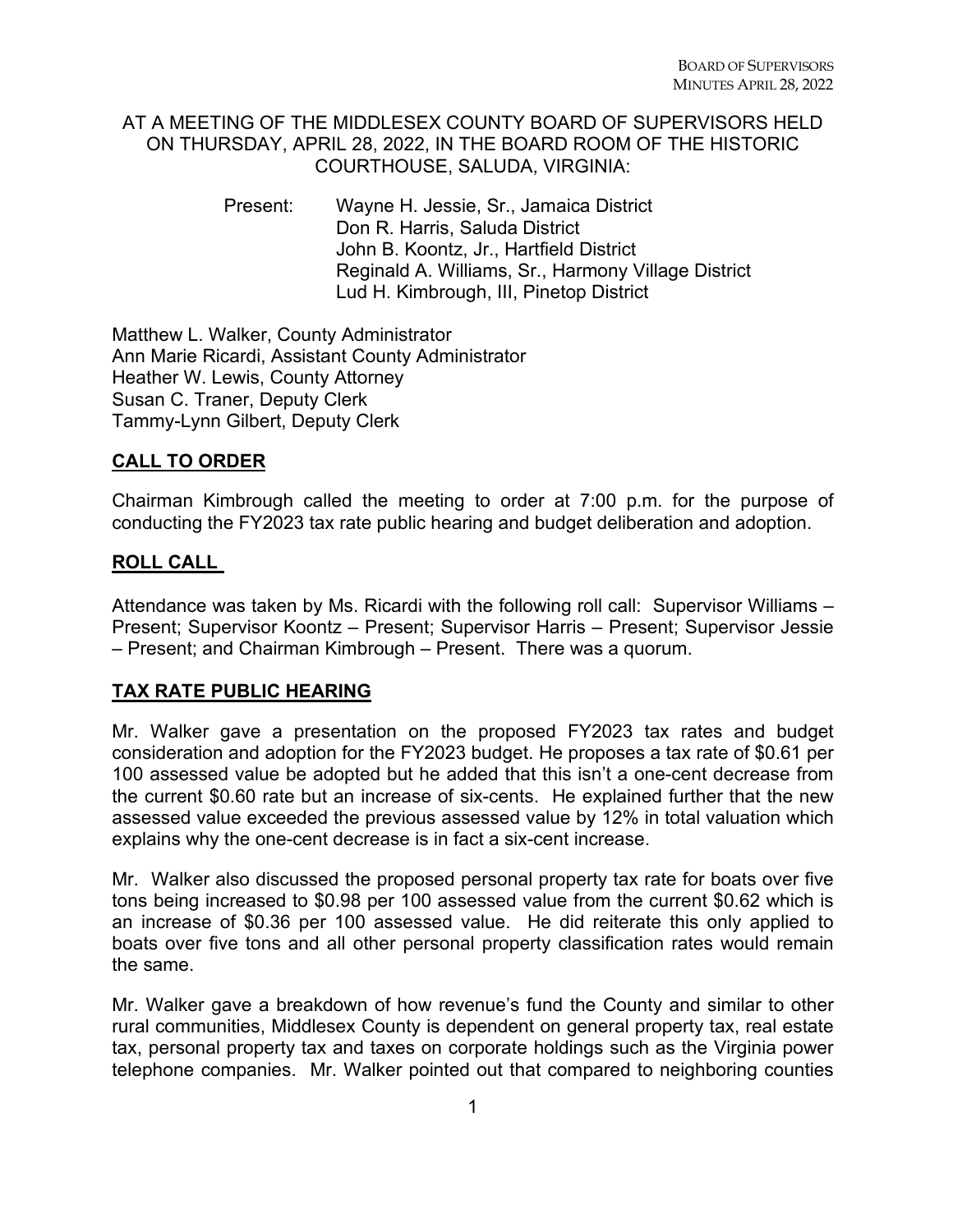AT A MEETING OF THE MIDDLESEX COUNTY BOARD OF SUPERVISORS HELD ON THURSDAY, APRIL 28, 2022, IN THE BOARD ROOM OF THE HISTORIC COURTHOUSE, SALUDA, VIRGINIA:

Present: Wayne H. Jessie, Sr., Jamaica District
Don R. Harris, Saluda District
John B. Koontz, Jr., Hartfield District
Reginald A. Williams, Sr., Harmony Village District
Lud H. Kimbrough, III, Pinetop District

Matthew L. Walker, County Administrator
Ann Marie Ricardi, Assistant County Administrator
Heather W. Lewis, County Attorney
Susan C. Traner, Deputy Clerk
Tammy-Lynn Gilbert, Deputy Clerk

## CALL TO ORDER

Chairman Kimbrough called the meeting to order at 7:00 p.m. for the purpose of conducting the FY2023 tax rate public hearing and budget deliberation and adoption.

## ROLL CALL

Attendance was taken by Ms. Ricardi with the following roll call: Supervisor Williams – Present; Supervisor Koontz – Present; Supervisor Harris – Present; Supervisor Jessie – Present; and Chairman Kimbrough – Present. There was a quorum.

## TAX RATE PUBLIC HEARING

Mr. Walker gave a presentation on the proposed FY2023 tax rates and budget consideration and adoption for the FY2023 budget. He proposes a tax rate of $0.61 per 100 assessed value be adopted but he added that this isn't a one-cent decrease from the current $0.60 rate but an increase of six-cents. He explained further that the new assessed value exceeded the previous assessed value by 12% in total valuation which explains why the one-cent decrease is in fact a six-cent increase.

Mr. Walker also discussed the proposed personal property tax rate for boats over five tons being increased to $0.98 per 100 assessed value from the current $0.62 which is an increase of $0.36 per 100 assessed value. He did reiterate this only applied to boats over five tons and all other personal property classification rates would remain the same.

Mr. Walker gave a breakdown of how revenue's fund the County and similar to other rural communities, Middlesex County is dependent on general property tax, real estate tax, personal property tax and taxes on corporate holdings such as the Virginia power telephone companies. Mr. Walker pointed out that compared to neighboring counties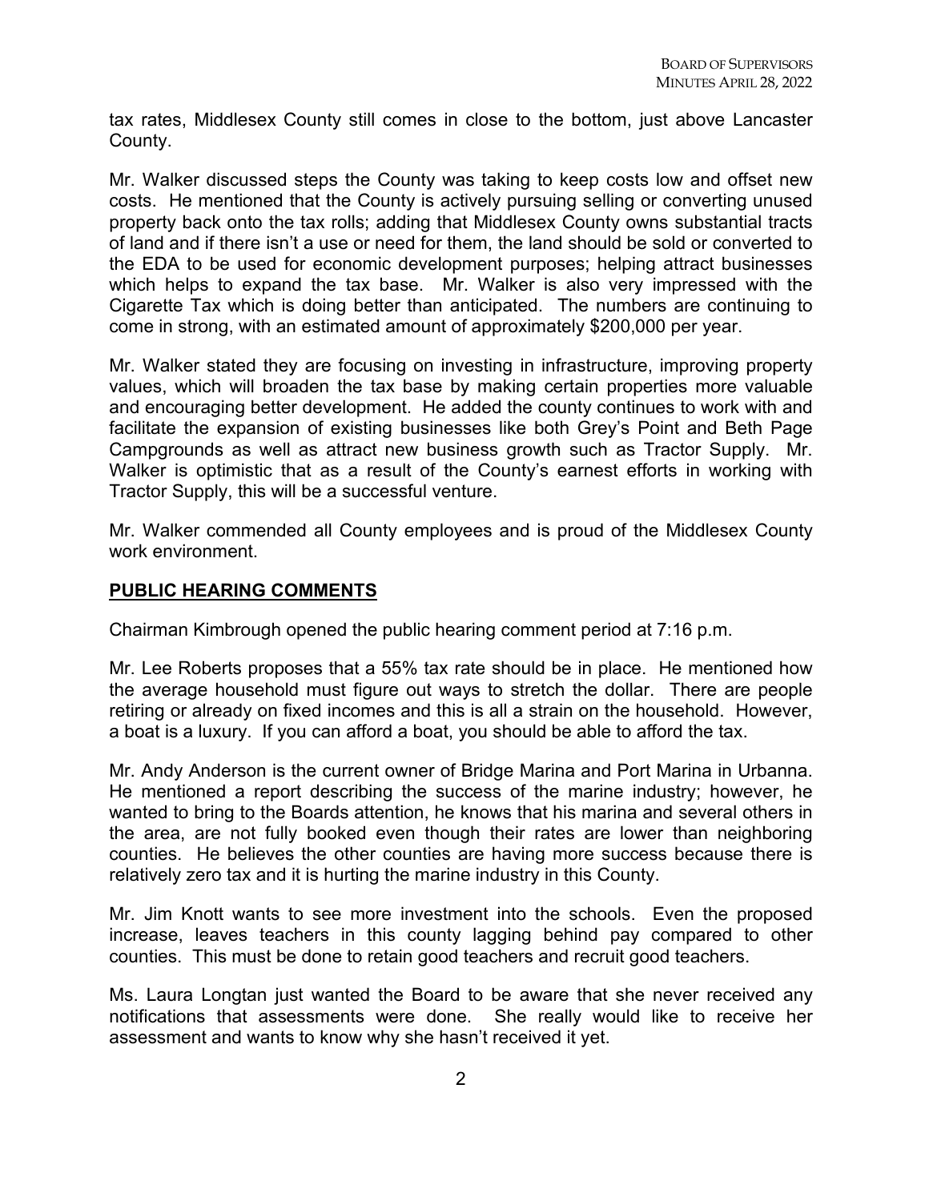tax rates, Middlesex County still comes in close to the bottom, just above Lancaster County.

Mr. Walker discussed steps the County was taking to keep costs low and offset new costs. He mentioned that the County is actively pursuing selling or converting unused property back onto the tax rolls; adding that Middlesex County owns substantial tracts of land and if there isn't a use or need for them, the land should be sold or converted to the EDA to be used for economic development purposes; helping attract businesses which helps to expand the tax base. Mr. Walker is also very impressed with the Cigarette Tax which is doing better than anticipated. The numbers are continuing to come in strong, with an estimated amount of approximately $200,000 per year.

Mr. Walker stated they are focusing on investing in infrastructure, improving property values, which will broaden the tax base by making certain properties more valuable and encouraging better development. He added the county continues to work with and facilitate the expansion of existing businesses like both Grey's Point and Beth Page Campgrounds as well as attract new business growth such as Tractor Supply. Mr. Walker is optimistic that as a result of the County's earnest efforts in working with Tractor Supply, this will be a successful venture.

Mr. Walker commended all County employees and is proud of the Middlesex County work environment.

## PUBLIC HEARING COMMENTS

Chairman Kimbrough opened the public hearing comment period at 7:16 p.m.

Mr. Lee Roberts proposes that a 55% tax rate should be in place. He mentioned how the average household must figure out ways to stretch the dollar. There are people retiring or already on fixed incomes and this is all a strain on the household. However, a boat is a luxury. If you can afford a boat, you should be able to afford the tax.

Mr. Andy Anderson is the current owner of Bridge Marina and Port Marina in Urbanna. He mentioned a report describing the success of the marine industry; however, he wanted to bring to the Boards attention, he knows that his marina and several others in the area, are not fully booked even though their rates are lower than neighboring counties. He believes the other counties are having more success because there is relatively zero tax and it is hurting the marine industry in this County.

Mr. Jim Knott wants to see more investment into the schools. Even the proposed increase, leaves teachers in this county lagging behind pay compared to other counties. This must be done to retain good teachers and recruit good teachers.

Ms. Laura Longtan just wanted the Board to be aware that she never received any notifications that assessments were done. She really would like to receive her assessment and wants to know why she hasn't received it yet.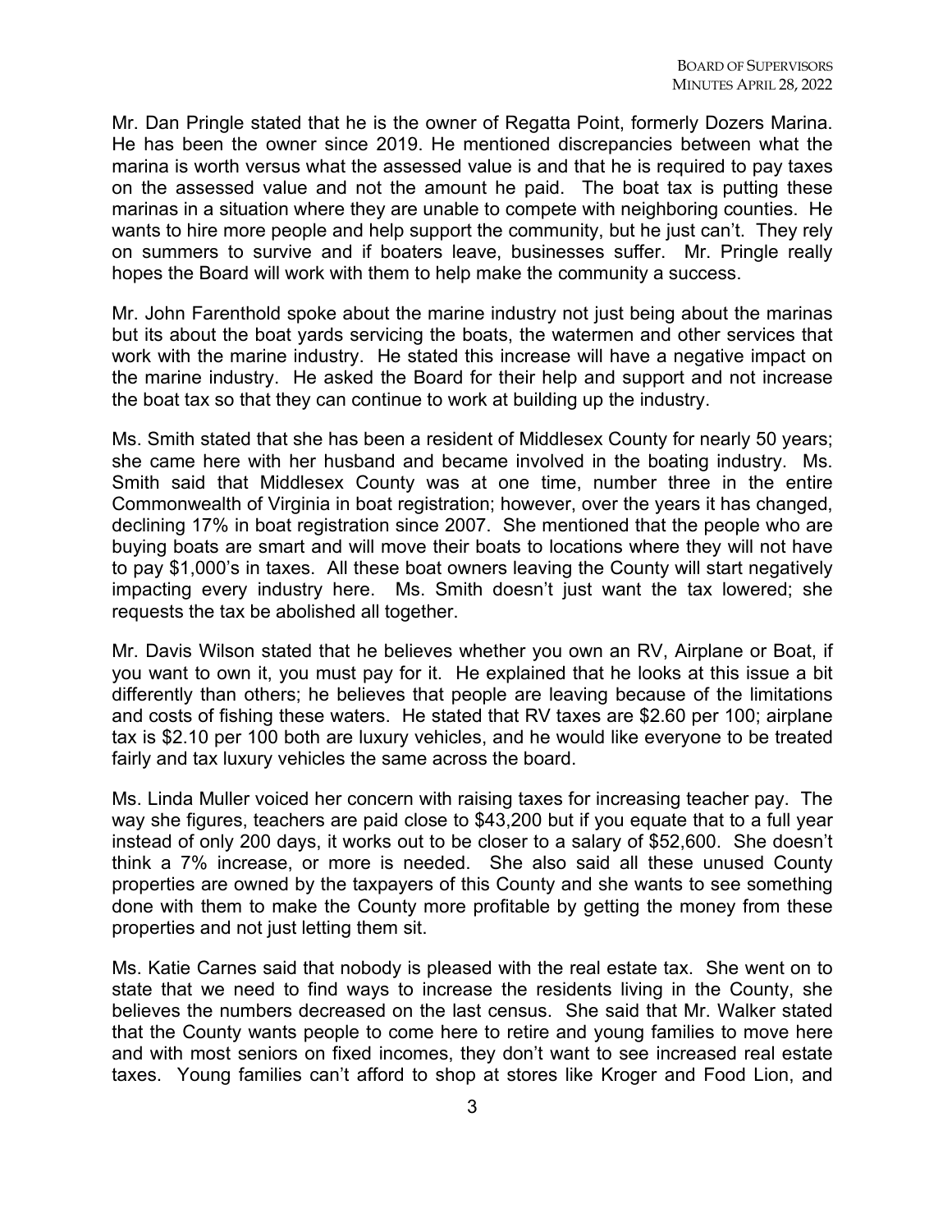Mr. Dan Pringle stated that he is the owner of Regatta Point, formerly Dozers Marina. He has been the owner since 2019. He mentioned discrepancies between what the marina is worth versus what the assessed value is and that he is required to pay taxes on the assessed value and not the amount he paid. The boat tax is putting these marinas in a situation where they are unable to compete with neighboring counties. He wants to hire more people and help support the community, but he just can't. They rely on summers to survive and if boaters leave, businesses suffer. Mr. Pringle really hopes the Board will work with them to help make the community a success.

Mr. John Farenthold spoke about the marine industry not just being about the marinas but its about the boat yards servicing the boats, the watermen and other services that work with the marine industry. He stated this increase will have a negative impact on the marine industry. He asked the Board for their help and support and not increase the boat tax so that they can continue to work at building up the industry.

Ms. Smith stated that she has been a resident of Middlesex County for nearly 50 years; she came here with her husband and became involved in the boating industry. Ms. Smith said that Middlesex County was at one time, number three in the entire Commonwealth of Virginia in boat registration; however, over the years it has changed, declining 17% in boat registration since 2007. She mentioned that the people who are buying boats are smart and will move their boats to locations where they will not have to pay $1,000's in taxes. All these boat owners leaving the County will start negatively impacting every industry here. Ms. Smith doesn't just want the tax lowered; she requests the tax be abolished all together.

Mr. Davis Wilson stated that he believes whether you own an RV, Airplane or Boat, if you want to own it, you must pay for it. He explained that he looks at this issue a bit differently than others; he believes that people are leaving because of the limitations and costs of fishing these waters. He stated that RV taxes are $2.60 per 100; airplane tax is $2.10 per 100 both are luxury vehicles, and he would like everyone to be treated fairly and tax luxury vehicles the same across the board.

Ms. Linda Muller voiced her concern with raising taxes for increasing teacher pay. The way she figures, teachers are paid close to $43,200 but if you equate that to a full year instead of only 200 days, it works out to be closer to a salary of $52,600. She doesn't think a 7% increase, or more is needed. She also said all these unused County properties are owned by the taxpayers of this County and she wants to see something done with them to make the County more profitable by getting the money from these properties and not just letting them sit.

Ms. Katie Carnes said that nobody is pleased with the real estate tax. She went on to state that we need to find ways to increase the residents living in the County, she believes the numbers decreased on the last census. She said that Mr. Walker stated that the County wants people to come here to retire and young families to move here and with most seniors on fixed incomes, they don't want to see increased real estate taxes. Young families can't afford to shop at stores like Kroger and Food Lion, and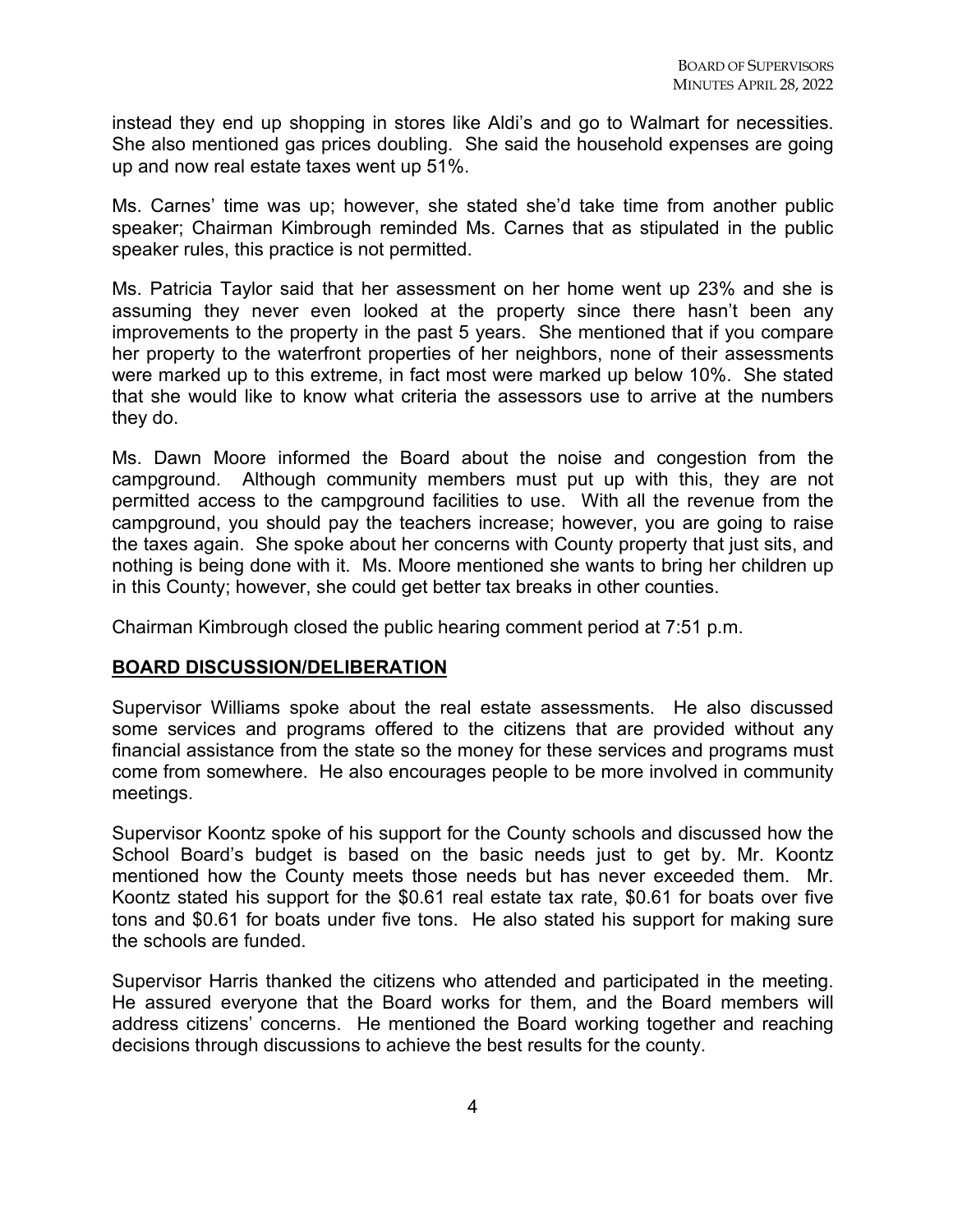instead they end up shopping in stores like Aldi's and go to Walmart for necessities. She also mentioned gas prices doubling. She said the household expenses are going up and now real estate taxes went up 51%.

Ms. Carnes' time was up; however, she stated she'd take time from another public speaker; Chairman Kimbrough reminded Ms. Carnes that as stipulated in the public speaker rules, this practice is not permitted.

Ms. Patricia Taylor said that her assessment on her home went up 23% and she is assuming they never even looked at the property since there hasn't been any improvements to the property in the past 5 years. She mentioned that if you compare her property to the waterfront properties of her neighbors, none of their assessments were marked up to this extreme, in fact most were marked up below 10%. She stated that she would like to know what criteria the assessors use to arrive at the numbers they do.

Ms. Dawn Moore informed the Board about the noise and congestion from the campground. Although community members must put up with this, they are not permitted access to the campground facilities to use. With all the revenue from the campground, you should pay the teachers increase; however, you are going to raise the taxes again. She spoke about her concerns with County property that just sits, and nothing is being done with it. Ms. Moore mentioned she wants to bring her children up in this County; however, she could get better tax breaks in other counties.

Chairman Kimbrough closed the public hearing comment period at 7:51 p.m.

## BOARD DISCUSSION/DELIBERATION

Supervisor Williams spoke about the real estate assessments. He also discussed some services and programs offered to the citizens that are provided without any financial assistance from the state so the money for these services and programs must come from somewhere. He also encourages people to be more involved in community meetings.

Supervisor Koontz spoke of his support for the County schools and discussed how the School Board's budget is based on the basic needs just to get by. Mr. Koontz mentioned how the County meets those needs but has never exceeded them. Mr. Koontz stated his support for the $0.61 real estate tax rate, $0.61 for boats over five tons and $0.61 for boats under five tons. He also stated his support for making sure the schools are funded.

Supervisor Harris thanked the citizens who attended and participated in the meeting. He assured everyone that the Board works for them, and the Board members will address citizens' concerns. He mentioned the Board working together and reaching decisions through discussions to achieve the best results for the county.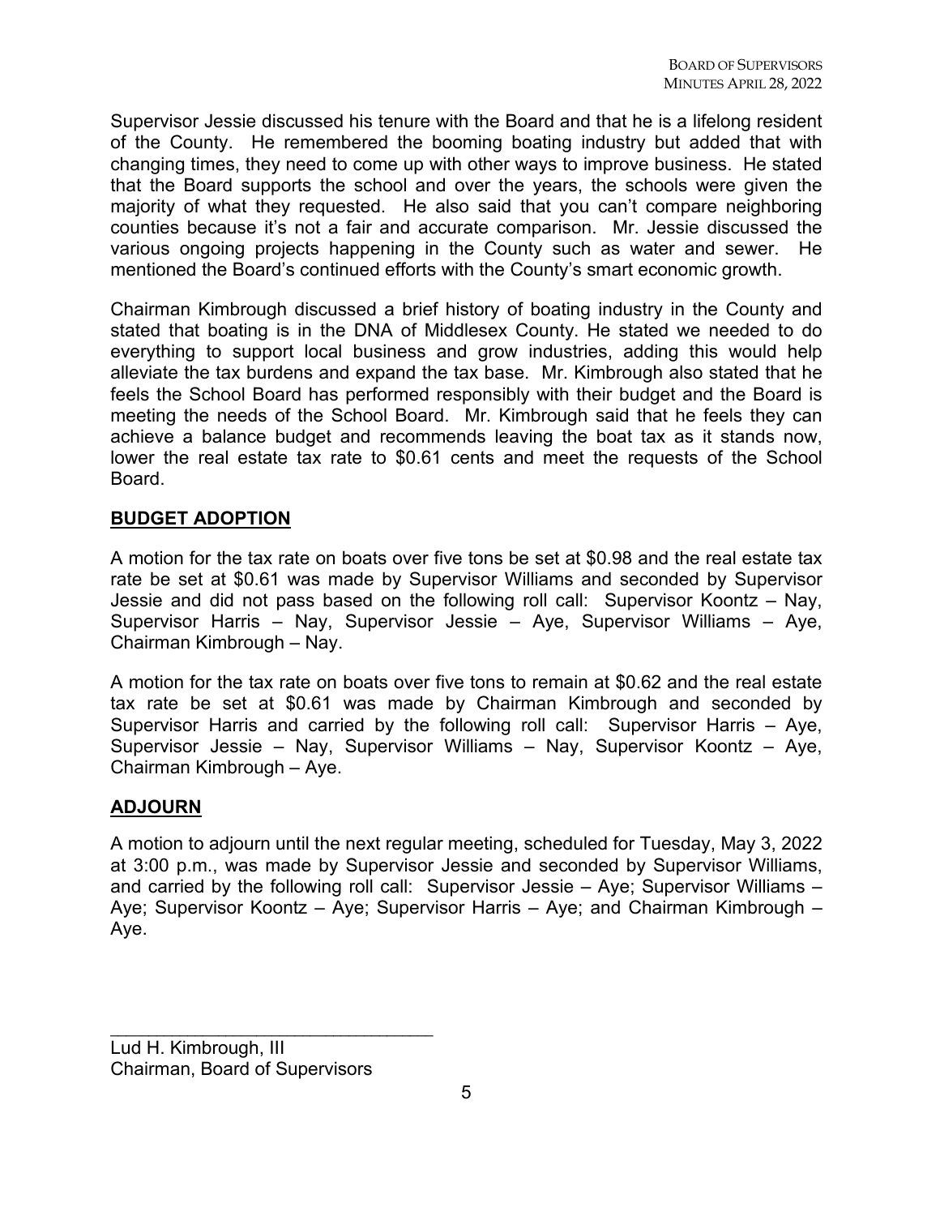Supervisor Jessie discussed his tenure with the Board and that he is a lifelong resident of the County. He remembered the booming boating industry but added that with changing times, they need to come up with other ways to improve business. He stated that the Board supports the school and over the years, the schools were given the majority of what they requested. He also said that you can't compare neighboring counties because it's not a fair and accurate comparison. Mr. Jessie discussed the various ongoing projects happening in the County such as water and sewer. He mentioned the Board's continued efforts with the County's smart economic growth.

Chairman Kimbrough discussed a brief history of boating industry in the County and stated that boating is in the DNA of Middlesex County. He stated we needed to do everything to support local business and grow industries, adding this would help alleviate the tax burdens and expand the tax base. Mr. Kimbrough also stated that he feels the School Board has performed responsibly with their budget and the Board is meeting the needs of the School Board. Mr. Kimbrough said that he feels they can achieve a balance budget and recommends leaving the boat tax as it stands now, lower the real estate tax rate to $0.61 cents and meet the requests of the School Board.

## BUDGET ADOPTION

A motion for the tax rate on boats over five tons be set at $0.98 and the real estate tax rate be set at $0.61 was made by Supervisor Williams and seconded by Supervisor Jessie and did not pass based on the following roll call: Supervisor Koontz – Nay, Supervisor Harris – Nay, Supervisor Jessie – Aye, Supervisor Williams – Aye, Chairman Kimbrough – Nay.

A motion for the tax rate on boats over five tons to remain at $0.62 and the real estate tax rate be set at $0.61 was made by Chairman Kimbrough and seconded by Supervisor Harris and carried by the following roll call: Supervisor Harris – Aye, Supervisor Jessie – Nay, Supervisor Williams – Nay, Supervisor Koontz – Aye, Chairman Kimbrough – Aye.

## ADJOURN

A motion to adjourn until the next regular meeting, scheduled for Tuesday, May 3, 2022 at 3:00 p.m., was made by Supervisor Jessie and seconded by Supervisor Williams, and carried by the following roll call: Supervisor Jessie – Aye; Supervisor Williams – Aye; Supervisor Koontz – Aye; Supervisor Harris – Aye; and Chairman Kimbrough – Aye.

\_\_\_\_\_\_\_\_\_\_\_\_\_\_\_\_\_\_\_\_\_\_\_\_\_\_\_\_\_\_\_\_\_\_

Lud H. Kimbrough, III
Chairman, Board of Supervisors